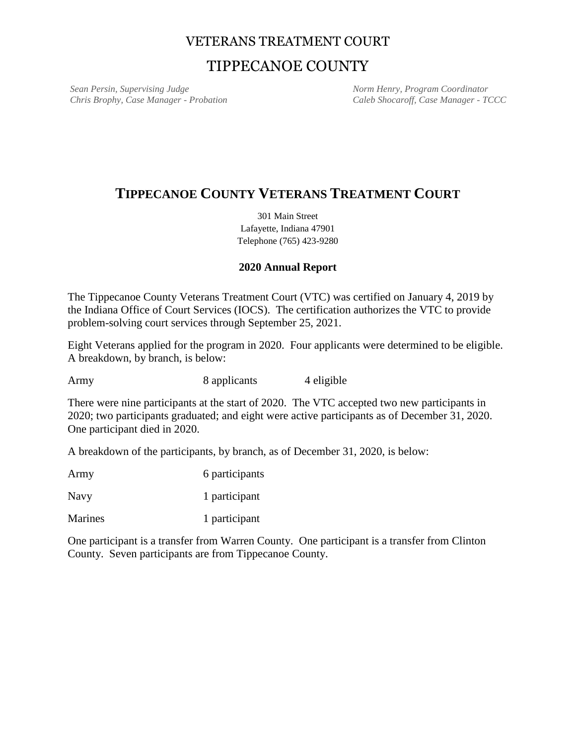VETERANS TREATMENT COURT

TIPPECANOE COUNTY

*Sean Persin, Supervising Judge*
*Chris Brophy, Case Manager - Probation*

*Norm Henry, Program Coordinator*
*Caleb Shocaroff, Case Manager - TCCC*

# TIPPECANOE COUNTY VETERANS TREATMENT COURT

301 Main Street
Lafayette, Indiana 47901
Telephone (765) 423-9280

**2020 Annual Report**

The Tippecanoe County Veterans Treatment Court (VTC) was certified on January 4, 2019 by the Indiana Office of Court Services (IOCS). The certification authorizes the VTC to provide problem-solving court services through September 25, 2021.

Eight Veterans applied for the program in 2020. Four applicants were determined to be eligible. A breakdown, by branch, is below:

| | | |
|---|---|---|
| Army | 8 applicants | 4 eligible |

There were nine participants at the start of 2020. The VTC accepted two new participants in 2020; two participants graduated; and eight were active participants as of December 31, 2020. One participant died in 2020.

A breakdown of the participants, by branch, as of December 31, 2020, is below:

| | |
|---|---|
| Army | 6 participants |
| Navy | 1 participant |
| Marines | 1 participant |

One participant is a transfer from Warren County. One participant is a transfer from Clinton County. Seven participants are from Tippecanoe County.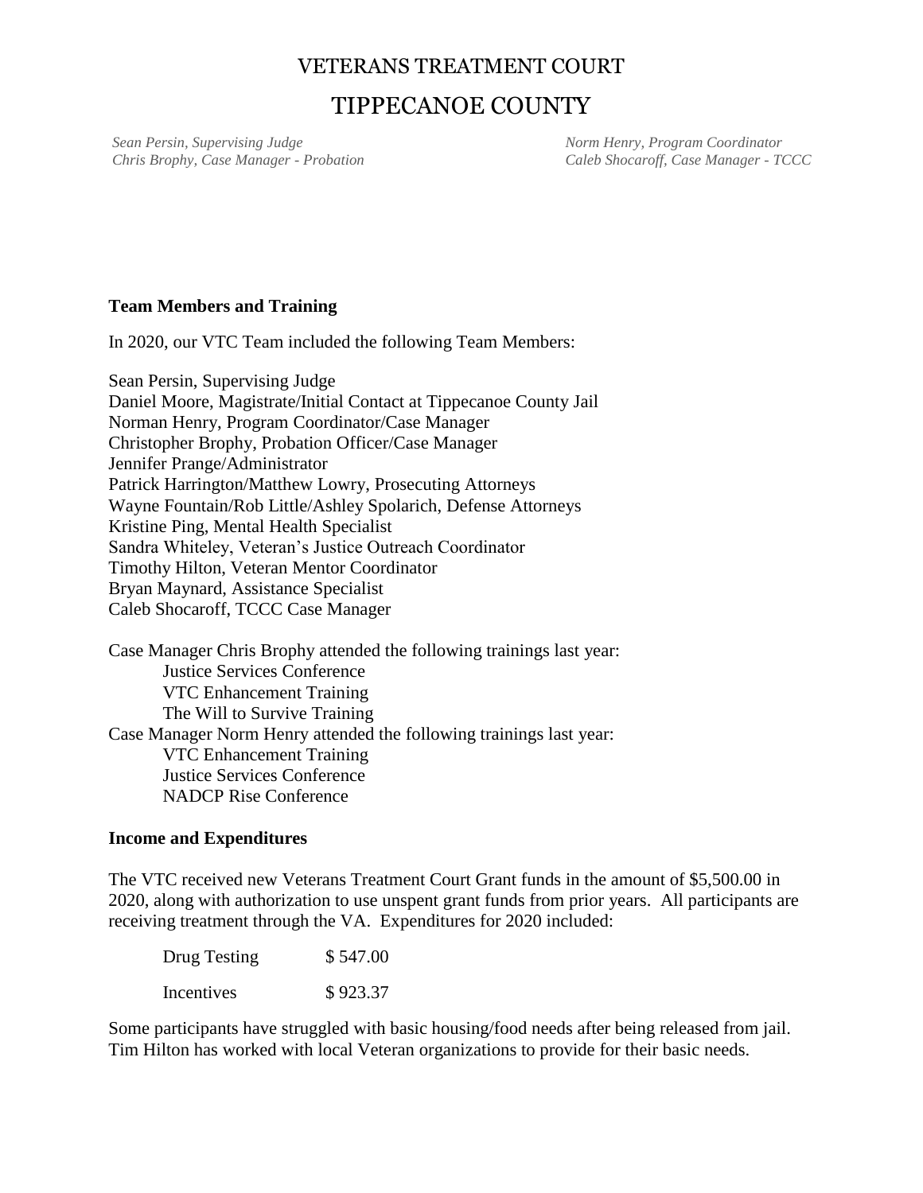# VETERANS TREATMENT COURT

# TIPPECANOE COUNTY

*Sean Persin, Supervising Judge*
*Chris Brophy, Case Manager - Probation*

*Norm Henry, Program Coordinator*
*Caleb Shocaroff, Case Manager - TCCC*

**Team Members and Training**

In 2020, our VTC Team included the following Team Members:

Sean Persin, Supervising Judge
Daniel Moore, Magistrate/Initial Contact at Tippecanoe County Jail
Norman Henry, Program Coordinator/Case Manager
Christopher Brophy, Probation Officer/Case Manager
Jennifer Prange/Administrator
Patrick Harrington/Matthew Lowry, Prosecuting Attorneys
Wayne Fountain/Rob Little/Ashley Spolarich, Defense Attorneys
Kristine Ping, Mental Health Specialist
Sandra Whiteley, Veteran's Justice Outreach Coordinator
Timothy Hilton, Veteran Mentor Coordinator
Bryan Maynard, Assistance Specialist
Caleb Shocaroff, TCCC Case Manager

Case Manager Chris Brophy attended the following trainings last year:
- Justice Services Conference
- VTC Enhancement Training
- The Will to Survive Training

Case Manager Norm Henry attended the following trainings last year:
- VTC Enhancement Training
- Justice Services Conference
- NADCP Rise Conference

**Income and Expenditures**

The VTC received new Veterans Treatment Court Grant funds in the amount of $5,500.00 in 2020, along with authorization to use unspent grant funds from prior years. All participants are receiving treatment through the VA. Expenditures for 2020 included:

| | |
|---|---|
| Drug Testing | $ 547.00 |
| Incentives | $ 923.37 |

Some participants have struggled with basic housing/food needs after being released from jail. Tim Hilton has worked with local Veteran organizations to provide for their basic needs.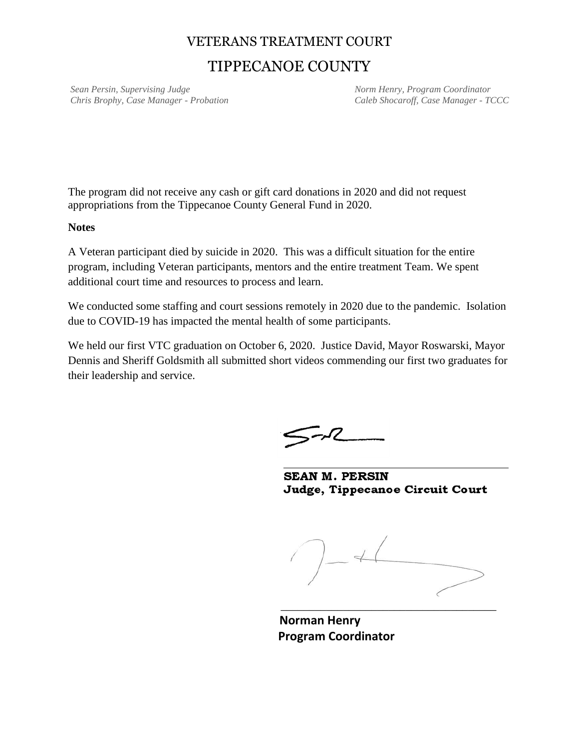# VETERANS TREATMENT COURT

# TIPPECANOE COUNTY

*Sean Persin, Supervising Judge*
*Chris Brophy, Case Manager - Probation*

*Norm Henry, Program Coordinator*
*Caleb Shocaroff, Case Manager - TCCC*

The program did not receive any cash or gift card donations in 2020 and did not request appropriations from the Tippecanoe County General Fund in 2020.

**Notes**

A Veteran participant died by suicide in 2020. This was a difficult situation for the entire program, including Veteran participants, mentors and the entire treatment Team. We spent additional court time and resources to process and learn.

We conducted some staffing and court sessions remotely in 2020 due to the pandemic. Isolation due to COVID-19 has impacted the mental health of some participants.

We held our first VTC graduation on October 6, 2020. Justice David, Mayor Roswarski, Mayor Dennis and Sheriff Goldsmith all submitted short videos commending our first two graduates for their leadership and service.

**SEAN M. PERSIN**
**Judge, Tippecanoe Circuit Court**

**Norman Henry**
**Program Coordinator**